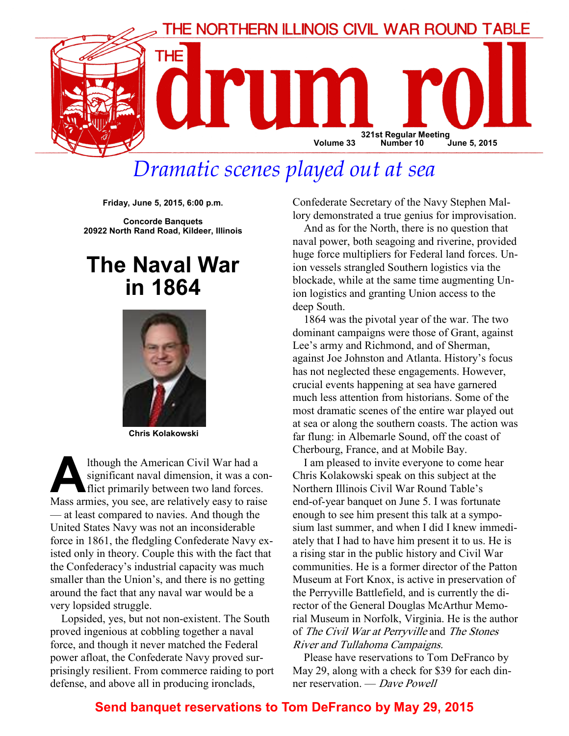# THE NORTHERN ILLINOIS CIVIL WAR ROUND TABLE

# THE drum roll

321st Regular Meeting
Volume 33 Number 10 June 5, 2015

## *Dramatic scenes played out at sea*

**Friday, June 5, 2015, 6:00 p.m.**

**Concorde Banquets**
**20922 North Rand Road, Kildeer, Illinois**

# The Naval War in 1864

**Chris Kolakowski**

Although the American Civil War had a significant naval dimension, it was a conflict primarily between two land forces. Mass armies, you see, are relatively easy to raise — at least compared to navies. And though the United States Navy was not an inconsiderable force in 1861, the fledgling Confederate Navy existed only in theory. Couple this with the fact that the Confederacy's industrial capacity was much smaller than the Union's, and there is no getting around the fact that any naval war would be a very lopsided struggle.

Lopsided, yes, but not non-existent. The South proved ingenious at cobbling together a naval force, and though it never matched the Federal power afloat, the Confederate Navy proved surprisingly resilient. From commerce raiding to port defense, and above all in producing ironclads, Confederate Secretary of the Navy Stephen Mallory demonstrated a true genius for improvisation.

And as for the North, there is no question that naval power, both seagoing and riverine, provided huge force multipliers for Federal land forces. Union vessels strangled Southern logistics via the blockade, while at the same time augmenting Union logistics and granting Union access to the deep South.

1864 was the pivotal year of the war. The two dominant campaigns were those of Grant, against Lee's army and Richmond, and of Sherman, against Joe Johnston and Atlanta. History's focus has not neglected these engagements. However, crucial events happening at sea have garnered much less attention from historians. Some of the most dramatic scenes of the entire war played out at sea or along the southern coasts. The action was far flung: in Albemarle Sound, off the coast of Cherbourg, France, and at Mobile Bay.

I am pleased to invite everyone to come hear Chris Kolakowski speak on this subject at the Northern Illinois Civil War Round Table's end-of-year banquet on June 5. I was fortunate enough to see him present this talk at a symposium last summer, and when I did I knew immediately that I had to have him present it to us. He is a rising star in the public history and Civil War communities. He is a former director of the Patton Museum at Fort Knox, is active in preservation of the Perryville Battlefield, and is currently the director of the General Douglas McArthur Memorial Museum in Norfolk, Virginia. He is the author of *The Civil War at Perryville* and *The Stones River and Tullahoma Campaigns.*

Please have reservations to Tom DeFranco by May 29, along with a check for $39 for each dinner reservation. — *Dave Powell*

**Send banquet reservations to Tom DeFranco by May 29, 2015**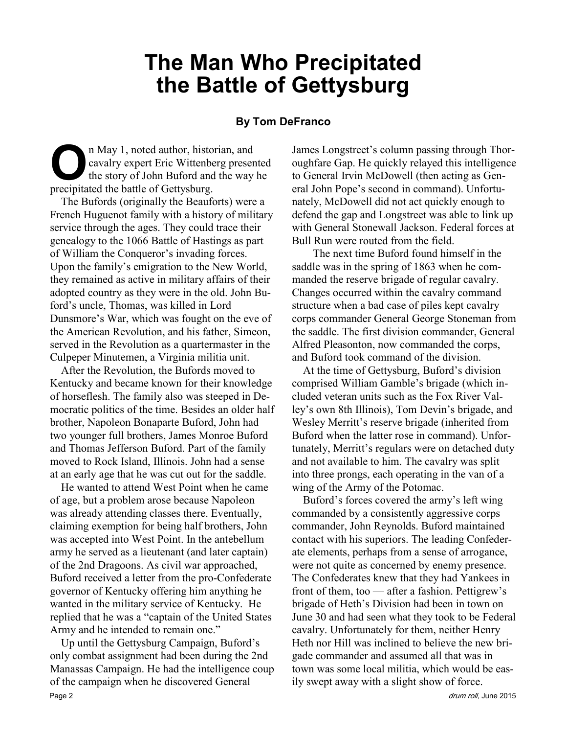# The Man Who Precipitated the Battle of Gettysburg

**By Tom DeFranco**

On May 1, noted author, historian, and cavalry expert Eric Wittenberg presented the story of John Buford and the way he precipitated the battle of Gettysburg.

The Bufords (originally the Beauforts) were a French Huguenot family with a history of military service through the ages. They could trace their genealogy to the 1066 Battle of Hastings as part of William the Conqueror's invading forces. Upon the family's emigration to the New World, they remained as active in military affairs of their adopted country as they were in the old. John Buford's uncle, Thomas, was killed in Lord Dunsmore's War, which was fought on the eve of the American Revolution, and his father, Simeon, served in the Revolution as a quartermaster in the Culpeper Minutemen, a Virginia militia unit.

After the Revolution, the Bufords moved to Kentucky and became known for their knowledge of horseflesh. The family also was steeped in Democratic politics of the time. Besides an older half brother, Napoleon Bonaparte Buford, John had two younger full brothers, James Monroe Buford and Thomas Jefferson Buford. Part of the family moved to Rock Island, Illinois. John had a sense at an early age that he was cut out for the saddle.

He wanted to attend West Point when he came of age, but a problem arose because Napoleon was already attending classes there. Eventually, claiming exemption for being half brothers, John was accepted into West Point. In the antebellum army he served as a lieutenant (and later captain) of the 2nd Dragoons. As civil war approached, Buford received a letter from the pro-Confederate governor of Kentucky offering him anything he wanted in the military service of Kentucky. He replied that he was a "captain of the United States Army and he intended to remain one."

Up until the Gettysburg Campaign, Buford's only combat assignment had been during the 2nd Manassas Campaign. He had the intelligence coup of the campaign when he discovered General James Longstreet's column passing through Thoroughfare Gap. He quickly relayed this intelligence to General Irvin McDowell (then acting as General John Pope's second in command). Unfortunately, McDowell did not act quickly enough to defend the gap and Longstreet was able to link up with General Stonewall Jackson. Federal forces at Bull Run were routed from the field.

The next time Buford found himself in the saddle was in the spring of 1863 when he commanded the reserve brigade of regular cavalry. Changes occurred within the cavalry command structure when a bad case of piles kept cavalry corps commander General George Stoneman from the saddle. The first division commander, General Alfred Pleasonton, now commanded the corps, and Buford took command of the division.

At the time of Gettysburg, Buford's division comprised William Gamble's brigade (which included veteran units such as the Fox River Valley's own 8th Illinois), Tom Devin's brigade, and Wesley Merritt's reserve brigade (inherited from Buford when the latter rose in command). Unfortunately, Merritt's regulars were on detached duty and not available to him. The cavalry was split into three prongs, each operating in the van of a wing of the Army of the Potomac.

Buford's forces covered the army's left wing commanded by a consistently aggressive corps commander, John Reynolds. Buford maintained contact with his superiors. The leading Confederate elements, perhaps from a sense of arrogance, were not quite as concerned by enemy presence. The Confederates knew that they had Yankees in front of them, too — after a fashion. Pettigrew's brigade of Heth's Division had been in town on June 30 and had seen what they took to be Federal cavalry. Unfortunately for them, neither Henry Heth nor Hill was inclined to believe the new brigade commander and assumed all that was in town was some local militia, which would be easily swept away with a slight show of force.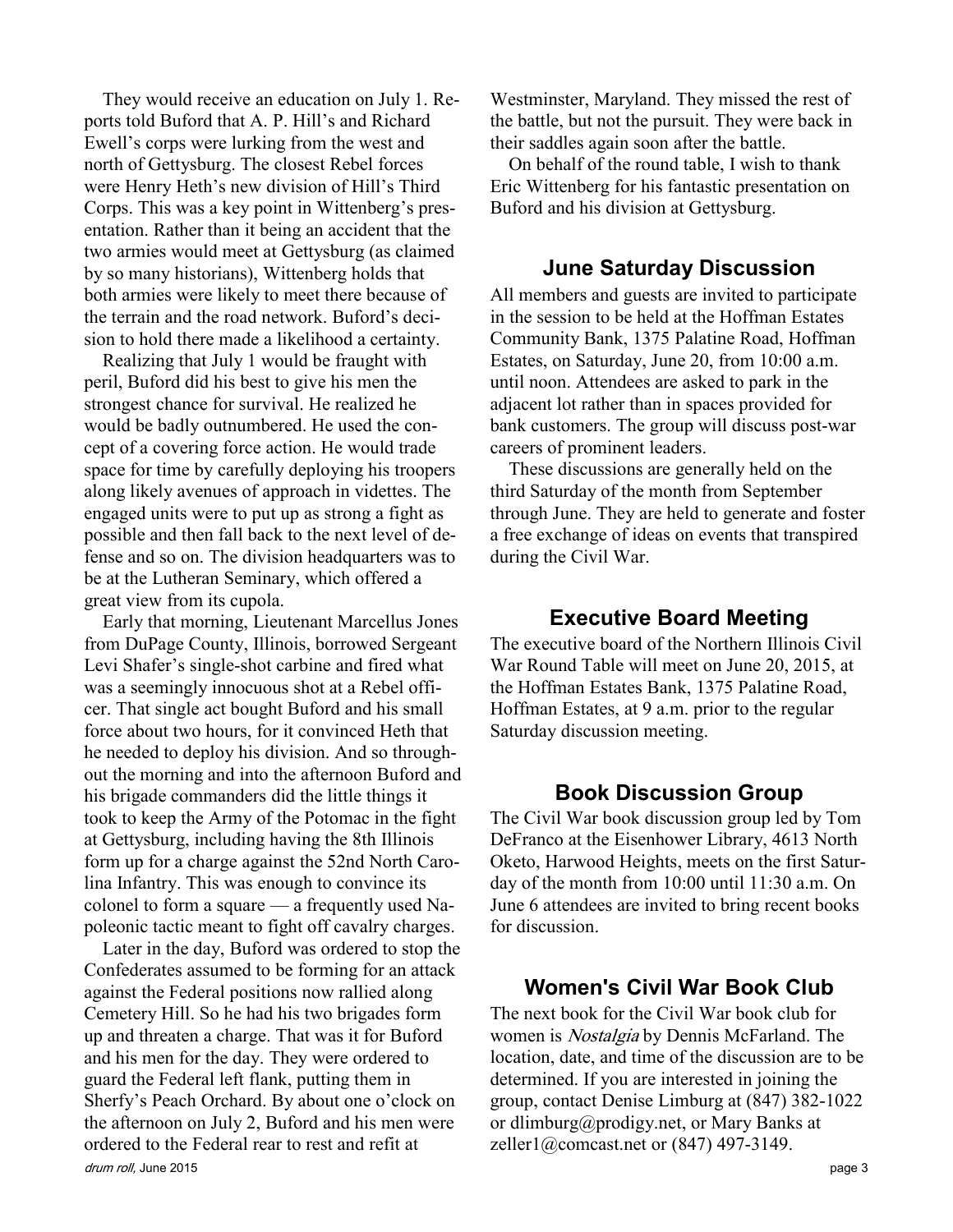They would receive an education on July 1. Reports told Buford that A. P. Hill's and Richard Ewell's corps were lurking from the west and north of Gettysburg. The closest Rebel forces were Henry Heth's new division of Hill's Third Corps. This was a key point in Wittenberg's presentation. Rather than it being an accident that the two armies would meet at Gettysburg (as claimed by so many historians), Wittenberg holds that both armies were likely to meet there because of the terrain and the road network. Buford's decision to hold there made a likelihood a certainty.

Realizing that July 1 would be fraught with peril, Buford did his best to give his men the strongest chance for survival. He realized he would be badly outnumbered. He used the concept of a covering force action. He would trade space for time by carefully deploying his troopers along likely avenues of approach in videttes. The engaged units were to put up as strong a fight as possible and then fall back to the next level of defense and so on. The division headquarters was to be at the Lutheran Seminary, which offered a great view from its cupola.

Early that morning, Lieutenant Marcellus Jones from DuPage County, Illinois, borrowed Sergeant Levi Shafer's single-shot carbine and fired what was a seemingly innocuous shot at a Rebel officer. That single act bought Buford and his small force about two hours, for it convinced Heth that he needed to deploy his division. And so throughout the morning and into the afternoon Buford and his brigade commanders did the little things it took to keep the Army of the Potomac in the fight at Gettysburg, including having the 8th Illinois form up for a charge against the 52nd North Carolina Infantry. This was enough to convince its colonel to form a square — a frequently used Napoleonic tactic meant to fight off cavalry charges.

Later in the day, Buford was ordered to stop the Confederates assumed to be forming for an attack against the Federal positions now rallied along Cemetery Hill. So he had his two brigades form up and threaten a charge. That was it for Buford and his men for the day. They were ordered to guard the Federal left flank, putting them in Sherfy's Peach Orchard. By about one o'clock on the afternoon on July 2, Buford and his men were ordered to the Federal rear to rest and refit at Westminster, Maryland. They missed the rest of the battle, but not the pursuit. They were back in their saddles again soon after the battle.

On behalf of the round table, I wish to thank Eric Wittenberg for his fantastic presentation on Buford and his division at Gettysburg.

## June Saturday Discussion

All members and guests are invited to participate in the session to be held at the Hoffman Estates Community Bank, 1375 Palatine Road, Hoffman Estates, on Saturday, June 20, from 10:00 a.m. until noon. Attendees are asked to park in the adjacent lot rather than in spaces provided for bank customers. The group will discuss post-war careers of prominent leaders.

These discussions are generally held on the third Saturday of the month from September through June. They are held to generate and foster a free exchange of ideas on events that transpired during the Civil War.

## Executive Board Meeting

The executive board of the Northern Illinois Civil War Round Table will meet on June 20, 2015, at the Hoffman Estates Bank, 1375 Palatine Road, Hoffman Estates, at 9 a.m. prior to the regular Saturday discussion meeting.

## Book Discussion Group

The Civil War book discussion group led by Tom DeFranco at the Eisenhower Library, 4613 North Oketo, Harwood Heights, meets on the first Saturday of the month from 10:00 until 11:30 a.m. On June 6 attendees are invited to bring recent books for discussion.

## Women's Civil War Book Club

The next book for the Civil War book club for women is *Nostalgia* by Dennis McFarland. The location, date, and time of the discussion are to be determined. If you are interested in joining the group, contact Denise Limburg at (847) 382-1022 or dlimburg@prodigy.net, or Mary Banks at zeller1@comcast.net or (847) 497-3149.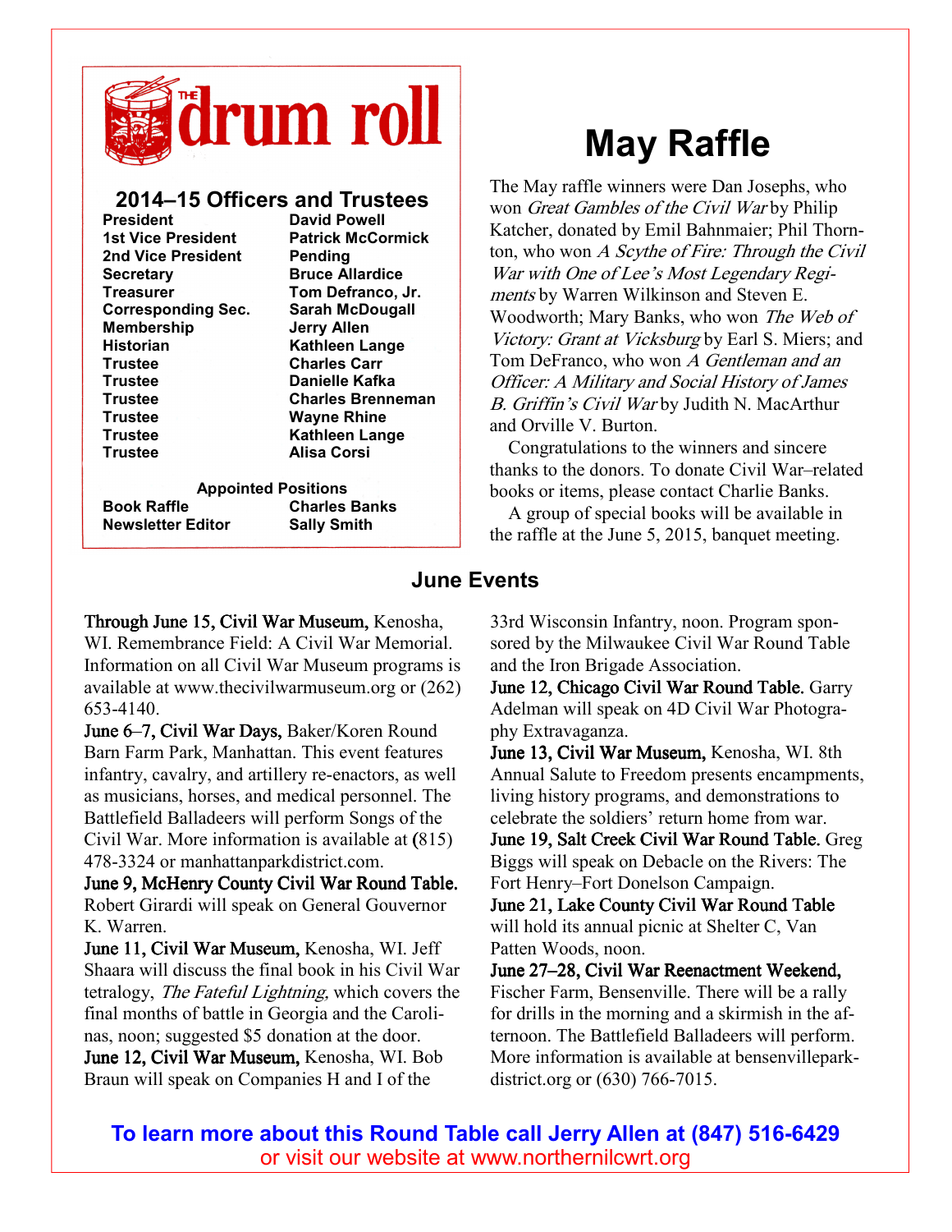# THE drum roll

## 2014–15 Officers and Trustees

| | |
|---|---|
| President | David Powell |
| 1st Vice President | Patrick McCormick |
| 2nd Vice President | Pending |
| Secretary | Bruce Allardice |
| Treasurer | Tom Defranco, Jr. |
| Corresponding Sec. | Sarah McDougall |
| Membership | Jerry Allen |
| Historian | Kathleen Lange |
| Trustee | Charles Carr |
| Trustee | Danielle Kafka |
| Trustee | Charles Brenneman |
| Trustee | Wayne Rhine |
| Trustee | Kathleen Lange |
| Trustee | Alisa Corsi |

**Appointed Positions**

| | |
|---|---|
| Book Raffle | Charles Banks |
| Newsletter Editor | Sally Smith |

# May Raffle

The May raffle winners were Dan Josephs, who won *Great Gambles of the Civil War* by Philip Katcher, donated by Emil Bahnmaier; Phil Thornton, who won *A Scythe of Fire: Through the Civil War with One of Lee's Most Legendary Regiments* by Warren Wilkinson and Steven E. Woodworth; Mary Banks, who won *The Web of Victory: Grant at Vicksburg* by Earl S. Miers; and Tom DeFranco, who won *A Gentleman and an Officer: A Military and Social History of James B. Griffin's Civil War* by Judith N. MacArthur and Orville V. Burton.

Congratulations to the winners and sincere thanks to the donors. To donate Civil War–related books or items, please contact Charlie Banks.

A group of special books will be available in the raffle at the June 5, 2015, banquet meeting.

## June Events

**Through June 15, Civil War Museum,** Kenosha, WI. Remembrance Field: A Civil War Memorial. Information on all Civil War Museum programs is available at www.thecivilwarmuseum.org or (262) 653-4140.

**June 6–7, Civil War Days,** Baker/Koren Round Barn Farm Park, Manhattan. This event features infantry, cavalry, and artillery re-enactors, as well as musicians, horses, and medical personnel. The Battlefield Balladeers will perform Songs of the Civil War. More information is available at (815) 478-3324 or manhattanparkdistrict.com.

**June 9, McHenry County Civil War Round Table.** Robert Girardi will speak on General Gouvernor K. Warren.

**June 11, Civil War Museum,** Kenosha, WI. Jeff Shaara will discuss the final book in his Civil War tetralogy, *The Fateful Lightning,* which covers the final months of battle in Georgia and the Carolinas, noon; suggested $5 donation at the door.

**June 12, Civil War Museum,** Kenosha, WI. Bob Braun will speak on Companies H and I of the 33rd Wisconsin Infantry, noon. Program sponsored by the Milwaukee Civil War Round Table and the Iron Brigade Association.

**June 12, Chicago Civil War Round Table.** Garry Adelman will speak on 4D Civil War Photography Extravaganza.

**June 13, Civil War Museum,** Kenosha, WI. 8th Annual Salute to Freedom presents encampments, living history programs, and demonstrations to celebrate the soldiers' return home from war.

**June 19, Salt Creek Civil War Round Table.** Greg Biggs will speak on Debacle on the Rivers: The Fort Henry–Fort Donelson Campaign.

**June 21, Lake County Civil War Round Table** will hold its annual picnic at Shelter C, Van Patten Woods, noon.

**June 27–28, Civil War Reenactment Weekend,** Fischer Farm, Bensenville. There will be a rally for drills in the morning and a skirmish in the afternoon. The Battlefield Balladeers will perform. More information is available at bensenvilleparkdistrict.org or (630) 766-7015.

**To learn more about this Round Table call Jerry Allen at (847) 516-6429**
or visit our website at www.northernilcwrt.org